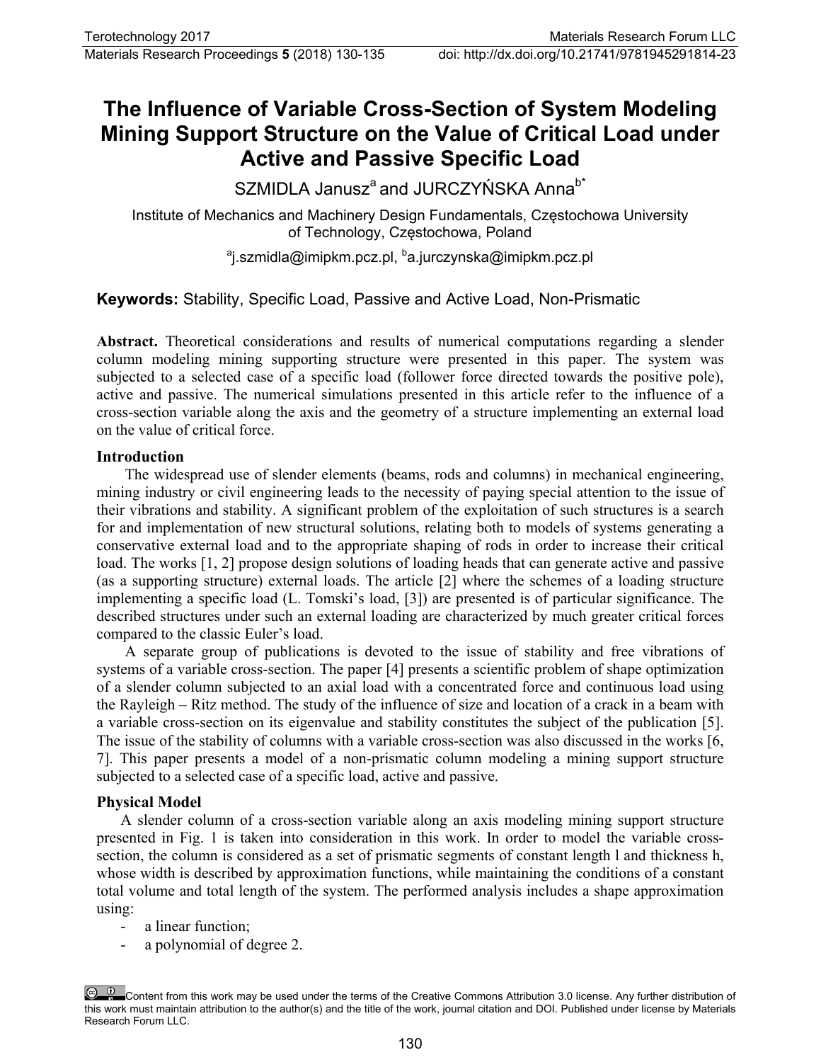# The Influence of Variable Cross-Section of System Modeling Mining Support Structure on the Value of Critical Load under Active and Passive Specific Load

SZMIDLA Janusz[a] and JURCZYŃSKA Anna[b*]

Institute of Mechanics and Machinery Design Fundamentals, Częstochowa University of Technology, Częstochowa, Poland

[a]j.szmidla@imipkm.pcz.pl, [b]a.jurczynska@imipkm.pcz.pl

**Keywords:** Stability, Specific Load, Passive and Active Load, Non-Prismatic

**Abstract.** Theoretical considerations and results of numerical computations regarding a slender column modeling mining supporting structure were presented in this paper. The system was subjected to a selected case of a specific load (follower force directed towards the positive pole), active and passive. The numerical simulations presented in this article refer to the influence of a cross-section variable along the axis and the geometry of a structure implementing an external load on the value of critical force.

## Introduction

The widespread use of slender elements (beams, rods and columns) in mechanical engineering, mining industry or civil engineering leads to the necessity of paying special attention to the issue of their vibrations and stability. A significant problem of the exploitation of such structures is a search for and implementation of new structural solutions, relating both to models of systems generating a conservative external load and to the appropriate shaping of rods in order to increase their critical load. The works [1, 2] propose design solutions of loading heads that can generate active and passive (as a supporting structure) external loads. The article [2] where the schemes of a loading structure implementing a specific load (L. Tomski's load, [3]) are presented is of particular significance. The described structures under such an external loading are characterized by much greater critical forces compared to the classic Euler's load.

A separate group of publications is devoted to the issue of stability and free vibrations of systems of a variable cross-section. The paper [4] presents a scientific problem of shape optimization of a slender column subjected to an axial load with a concentrated force and continuous load using the Rayleigh – Ritz method. The study of the influence of size and location of a crack in a beam with a variable cross-section on its eigenvalue and stability constitutes the subject of the publication [5]. The issue of the stability of columns with a variable cross-section was also discussed in the works [6, 7]. This paper presents a model of a non-prismatic column modeling a mining support structure subjected to a selected case of a specific load, active and passive.

## Physical Model

A slender column of a cross-section variable along an axis modeling mining support structure presented in Fig. 1 is taken into consideration in this work. In order to model the variable cross-section, the column is considered as a set of prismatic segments of constant length l and thickness h, whose width is described by approximation functions, while maintaining the conditions of a constant total volume and total length of the system. The performed analysis includes a shape approximation using:

- a linear function;
- a polynomial of degree 2.

Content from this work may be used under the terms of the Creative Commons Attribution 3.0 license. Any further distribution of this work must maintain attribution to the author(s) and the title of the work, journal citation and DOI. Published under license by Materials Research Forum LLC.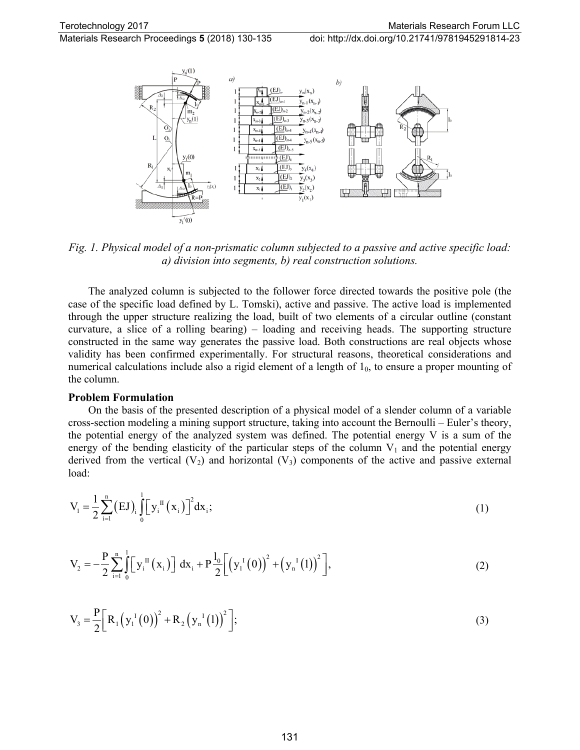Fig. 1. Physical model of a non-prismatic column subjected to a passive and active specific load: a) division into segments, b) real construction solutions.

The analyzed column is subjected to the follower force directed towards the positive pole (the case of the specific load defined by L. Tomski), active and passive. The active load is implemented through the upper structure realizing the load, built of two elements of a circular outline (constant curvature, a slice of a rolling bearing) – loading and receiving heads. The supporting structure constructed in the same way generates the passive load. Both constructions are real objects whose validity has been confirmed experimentally. For structural reasons, theoretical considerations and numerical calculations include also a rigid element of a length of $l_0$, to ensure a proper mounting of the column.

**Problem Formulation**

On the basis of the presented description of a physical model of a slender column of a variable cross-section modeling a mining support structure, taking into account the Bernoulli – Euler's theory, the potential energy of the analyzed system was defined. The potential energy V is a sum of the energy of the bending elasticity of the particular steps of the column $V_1$ and the potential energy derived from the vertical ($V_2$) and horizontal ($V_3$) components of the active and passive external load:

$$V_1 = \frac{1}{2}\sum_{i=1}^{n}(EJ)_i \int_0^l \left[y_i^{II}(x_i)\right]^2 dx_i; \tag{1}$$

$$V_2 = -\frac{P}{2}\sum_{i=1}^{n}\int_0^l \left[y_i^{II}(x_i)\right] dx_i + P\frac{l_0}{2}\left[\left(y_1^{I}(0)\right)^2 + \left(y_n^{I}(l)\right)^2\right], \tag{2}$$

$$V_3 = \frac{P}{2}\left[R_1\left(y_1^{I}(0)\right)^2 + R_2\left(y_n^{I}(l)\right)^2\right]; \tag{3}$$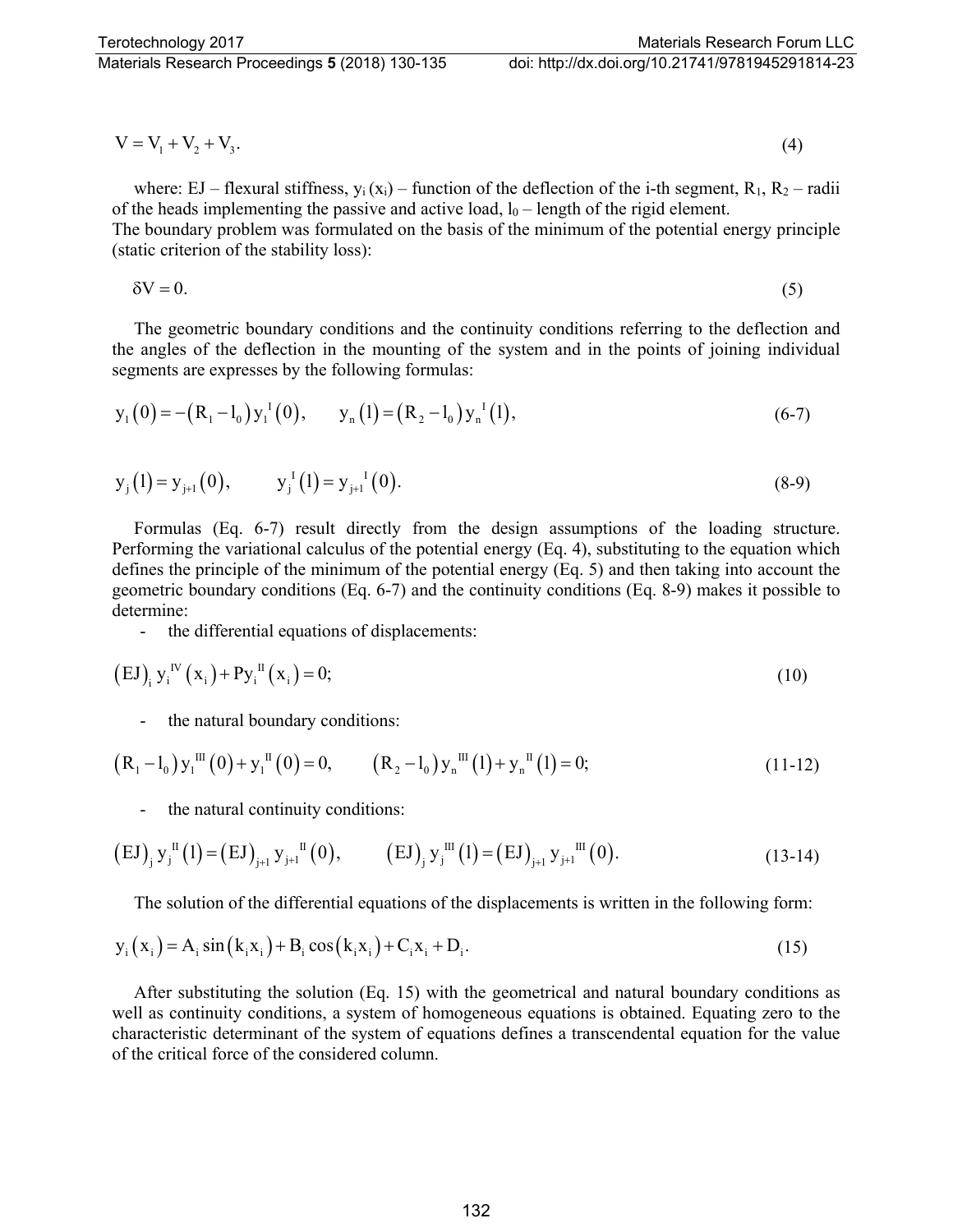$$V = V_1 + V_2 + V_3. \tag{4}$$

where: EJ – flexural stiffness, $y_i(x_i)$ – function of the deflection of the i-th segment, $R_1$, $R_2$ – radii of the heads implementing the passive and active load, $l_0$ – length of the rigid element.
The boundary problem was formulated on the basis of the minimum of the potential energy principle (static criterion of the stability loss):

$$\delta V = 0. \tag{5}$$

The geometric boundary conditions and the continuity conditions referring to the deflection and the angles of the deflection in the mounting of the system and in the points of joining individual segments are expresses by the following formulas:

$$y_1(0) = -(R_1 - l_0)\, y_1{}^{I}(0), \qquad y_n(l) = (R_2 - l_0)\, y_n{}^{I}(l), \tag{6-7}$$

$$y_j(l) = y_{j+1}(0), \qquad y_j{}^{I}(l) = y_{j+1}{}^{I}(0). \tag{8-9}$$

Formulas (Eq. 6-7) result directly from the design assumptions of the loading structure. Performing the variational calculus of the potential energy (Eq. 4), substituting to the equation which defines the principle of the minimum of the potential energy (Eq. 5) and then taking into account the geometric boundary conditions (Eq. 6-7) and the continuity conditions (Eq. 8-9) makes it possible to determine:

- the differential equations of displacements:

$$(EJ)_i\, y_i{}^{IV}(x_i) + P y_i{}^{II}(x_i) = 0; \tag{10}$$

- the natural boundary conditions:

$$(R_1 - l_0)\, y_1{}^{III}(0) + y_1{}^{II}(0) = 0, \qquad (R_2 - l_0)\, y_n{}^{III}(l) + y_n{}^{II}(l) = 0; \tag{11-12}$$

- the natural continuity conditions:

$$(EJ)_j\, y_j{}^{II}(l) = (EJ)_{j+1}\, y_{j+1}{}^{II}(0), \qquad (EJ)_j\, y_j{}^{III}(l) = (EJ)_{j+1}\, y_{j+1}{}^{III}(0). \tag{13-14}$$

The solution of the differential equations of the displacements is written in the following form:

$$y_i(x_i) = A_i \sin(k_i x_i) + B_i \cos(k_i x_i) + C_i x_i + D_i. \tag{15}$$

After substituting the solution (Eq. 15) with the geometrical and natural boundary conditions as well as continuity conditions, a system of homogeneous equations is obtained. Equating zero to the characteristic determinant of the system of equations defines a transcendental equation for the value of the critical force of the considered column.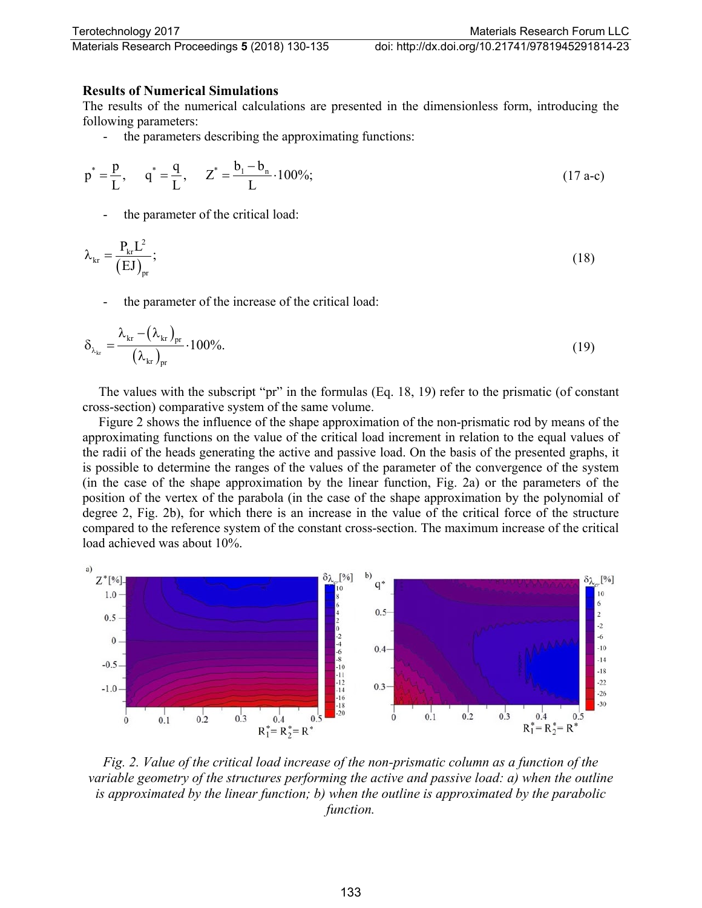### Results of Numerical Simulations

The results of the numerical calculations are presented in the dimensionless form, introducing the following parameters:

- the parameters describing the approximating functions:

$$p^* = \frac{p}{L}, \quad q^* = \frac{q}{L}, \quad Z^* = \frac{b_1 - b_n}{L} \cdot 100\%; \tag{17 a-c}$$

- the parameter of the critical load:

$$\lambda_{kr} = \frac{P_{kr} L^2}{(EJ)_{pr}}; \tag{18}$$

- the parameter of the increase of the critical load:

$$\delta_{\lambda_{kr}} = \frac{\lambda_{kr} - (\lambda_{kr})_{pr}}{(\lambda_{kr})_{pr}} \cdot 100\%. \tag{19}$$

The values with the subscript "pr" in the formulas (Eq. 18, 19) refer to the prismatic (of constant cross-section) comparative system of the same volume.

Figure 2 shows the influence of the shape approximation of the non-prismatic rod by means of the approximating functions on the value of the critical load increment in relation to the equal values of the radii of the heads generating the active and passive load. On the basis of the presented graphs, it is possible to determine the ranges of the values of the parameter of the convergence of the system (in the case of the shape approximation by the linear function, Fig. 2a) or the parameters of the position of the vertex of the parabola (in the case of the shape approximation by the polynomial of degree 2, Fig. 2b), for which there is an increase in the value of the critical force of the structure compared to the reference system of the constant cross-section. The maximum increase of the critical load achieved was about 10%.

*Fig. 2. Value of the critical load increase of the non-prismatic column as a function of the variable geometry of the structures performing the active and passive load: a) when the outline is approximated by the linear function; b) when the outline is approximated by the parabolic function.*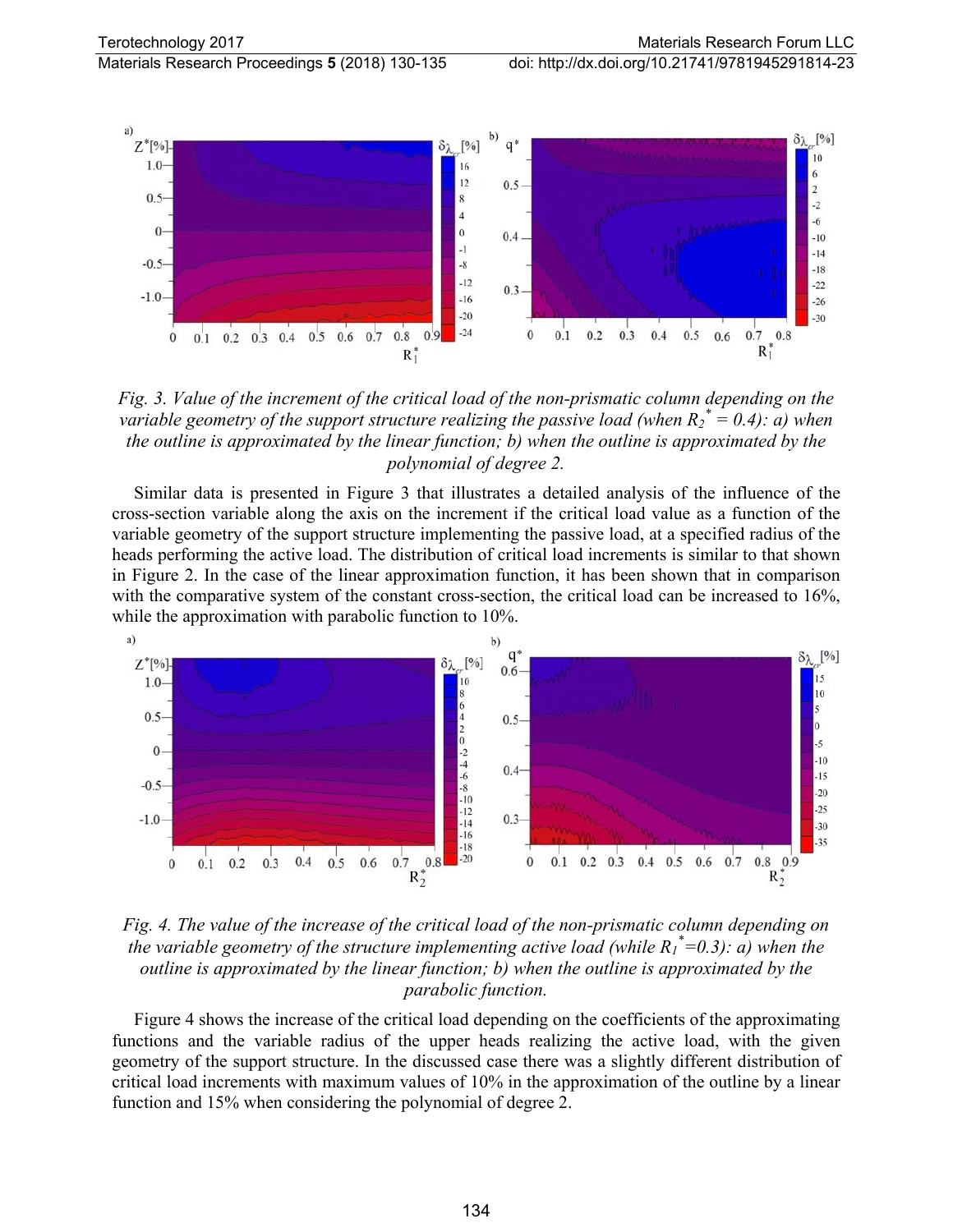*Fig. 3. Value of the increment of the critical load of the non-prismatic column depending on the variable geometry of the support structure realizing the passive load (when $R_2^* = 0.4$): a) when the outline is approximated by the linear function; b) when the outline is approximated by the polynomial of degree 2.*

Similar data is presented in Figure 3 that illustrates a detailed analysis of the influence of the cross-section variable along the axis on the increment if the critical load value as a function of the variable geometry of the support structure implementing the passive load, at a specified radius of the heads performing the active load. The distribution of critical load increments is similar to that shown in Figure 2. In the case of the linear approximation function, it has been shown that in comparison with the comparative system of the constant cross-section, the critical load can be increased to 16%, while the approximation with parabolic function to 10%.

*Fig. 4. The value of the increase of the critical load of the non-prismatic column depending on the variable geometry of the structure implementing active load (while $R_1^*=0.3$): a) when the outline is approximated by the linear function; b) when the outline is approximated by the parabolic function.*

Figure 4 shows the increase of the critical load depending on the coefficients of the approximating functions and the variable radius of the upper heads realizing the active load, with the given geometry of the support structure. In the discussed case there was a slightly different distribution of critical load increments with maximum values of 10% in the approximation of the outline by a linear function and 15% when considering the polynomial of degree 2.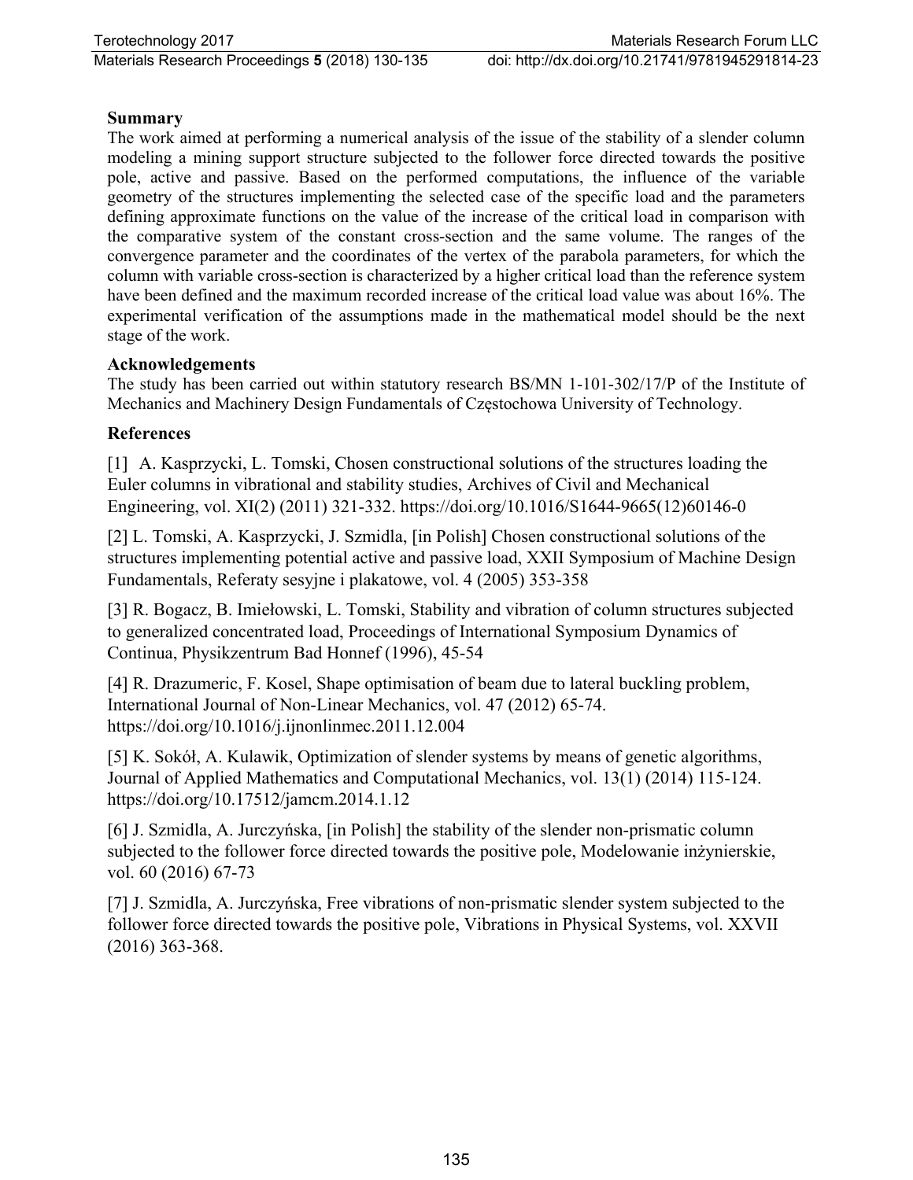## Summary

The work aimed at performing a numerical analysis of the issue of the stability of a slender column modeling a mining support structure subjected to the follower force directed towards the positive pole, active and passive. Based on the performed computations, the influence of the variable geometry of the structures implementing the selected case of the specific load and the parameters defining approximate functions on the value of the increase of the critical load in comparison with the comparative system of the constant cross-section and the same volume. The ranges of the convergence parameter and the coordinates of the vertex of the parabola parameters, for which the column with variable cross-section is characterized by a higher critical load than the reference system have been defined and the maximum recorded increase of the critical load value was about 16%. The experimental verification of the assumptions made in the mathematical model should be the next stage of the work.

## Acknowledgements

The study has been carried out within statutory research BS/MN 1-101-302/17/P of the Institute of Mechanics and Machinery Design Fundamentals of Częstochowa University of Technology.

## References

[1] A. Kasprzycki, L. Tomski, Chosen constructional solutions of the structures loading the Euler columns in vibrational and stability studies, Archives of Civil and Mechanical Engineering, vol. XI(2) (2011) 321-332. https://doi.org/10.1016/S1644-9665(12)60146-0

[2] L. Tomski, A. Kasprzycki, J. Szmidla, [in Polish] Chosen constructional solutions of the structures implementing potential active and passive load, XXII Symposium of Machine Design Fundamentals, Referaty sesyjne i plakatowe, vol. 4 (2005) 353-358

[3] R. Bogacz, B. Imiełowski, L. Tomski, Stability and vibration of column structures subjected to generalized concentrated load, Proceedings of International Symposium Dynamics of Continua, Physikzentrum Bad Honnef (1996), 45-54

[4] R. Drazumeric, F. Kosel, Shape optimisation of beam due to lateral buckling problem, International Journal of Non-Linear Mechanics, vol. 47 (2012) 65-74. https://doi.org/10.1016/j.ijnonlinmec.2011.12.004

[5] K. Sokół, A. Kulawik, Optimization of slender systems by means of genetic algorithms, Journal of Applied Mathematics and Computational Mechanics, vol. 13(1) (2014) 115-124. https://doi.org/10.17512/jamcm.2014.1.12

[6] J. Szmidla, A. Jurczyńska, [in Polish] the stability of the slender non-prismatic column subjected to the follower force directed towards the positive pole, Modelowanie inżynierskie, vol. 60 (2016) 67-73

[7] J. Szmidla, A. Jurczyńska, Free vibrations of non-prismatic slender system subjected to the follower force directed towards the positive pole, Vibrations in Physical Systems, vol. XXVII (2016) 363-368.